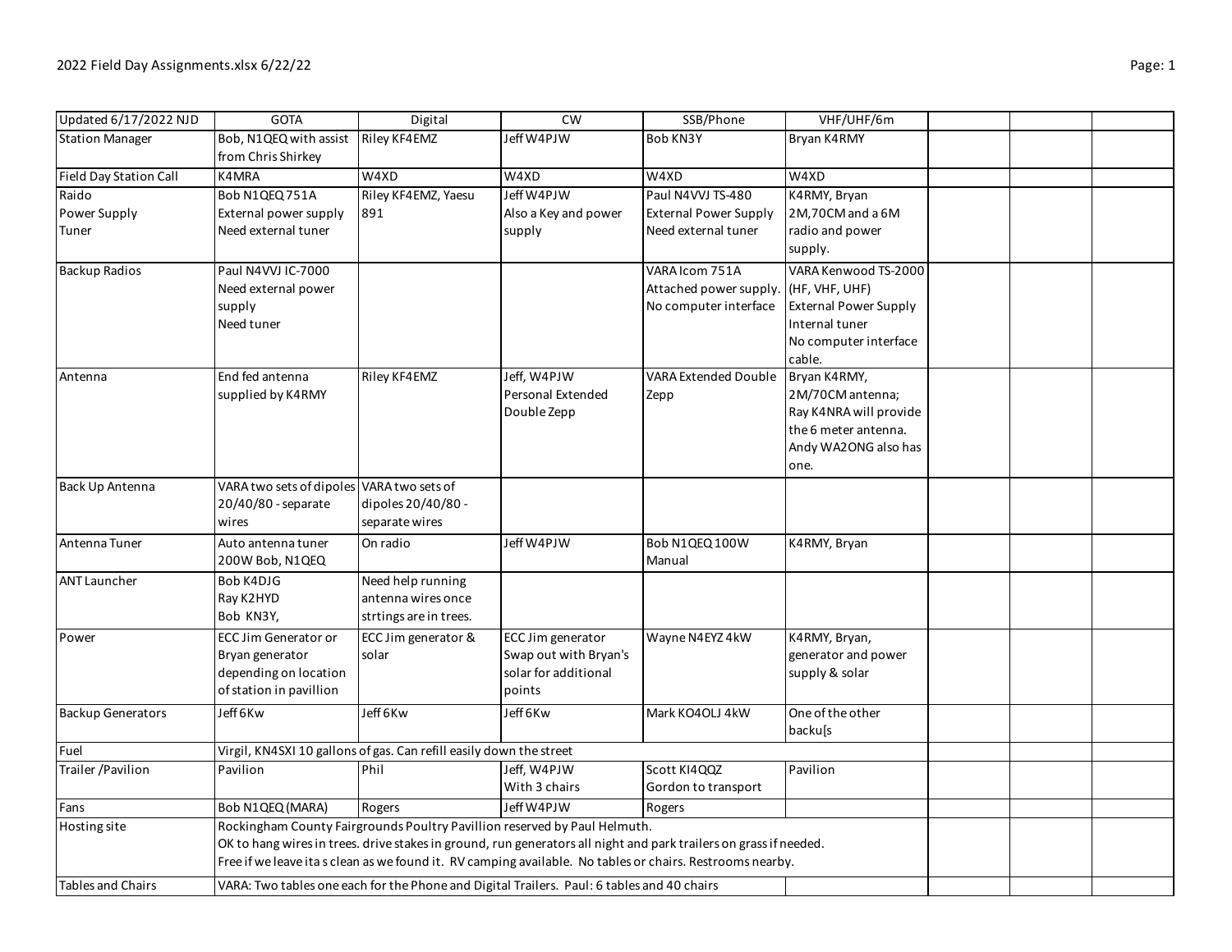| Updated 6/17/2022 NJD | GOTA | Digital | CW | SSB/Phone | VHF/UHF/6m | | | |
|---|---|---|---|---|---|---|---|---|
| Station Manager | Bob, N1QEQ with assist from Chris Shirkey | Riley KF4EMZ | Jeff W4PJW | Bob KN3Y | Bryan K4RMY | | | |
| Field Day Station Call | K4MRA | W4XD | W4XD | W4XD | W4XD | | | |
| Raido<br>Power Supply<br>Tuner | Bob N1QEQ 751A<br>External power supply<br>Need external tuner | Riley KF4EMZ, Yaesu 891 | Jeff W4PJW<br>Also a Key and power supply | Paul N4VVJ TS-480<br>External Power Supply<br>Need external tuner | K4RMY, Bryan<br>2M,70CM and a 6M radio and power supply. | | | |
| Backup Radios | Paul N4VVJ IC-7000<br>Need external power supply<br>Need tuner | | | VARA Icom 751A<br>Attached power supply.<br>No computer interface | VARA Kenwood TS-2000 (HF, VHF, UHF)<br>External Power Supply<br>Internal tuner<br>No computer interface cable. | | | |
| Antenna | End fed antenna supplied by K4RMY | Riley KF4EMZ | Jeff, W4PJW<br>Personal Extended Double Zepp | VARA Extended Double Zepp | Bryan K4RMY,<br>2M/70CM antenna;<br>Ray K4NRA will provide the 6 meter antenna.<br>Andy WA2ONG also has one. | | | |
| Back Up Antenna | VARA two sets of dipoles 20/40/80 - separate wires | VARA two sets of dipoles 20/40/80 - separate wires | | | | | | |
| Antenna Tuner | Auto antenna tuner 200W Bob, N1QEQ | On radio | Jeff W4PJW | Bob N1QEQ 100W Manual | K4RMY, Bryan | | | |
| ANT Launcher | Bob K4DJG<br>Ray K2HYD<br>Bob KN3Y, | Need help running antenna wires once strtings are in trees. | | | | | | |
| Power | ECC Jim Generator or Bryan generator depending on location of station in pavillion | ECC Jim generator & solar | ECC Jim generator<br>Swap out with Bryan's solar for additional points | Wayne N4EYZ 4kW | K4RMY, Bryan,<br>generator and power supply & solar | | | |
| Backup Generators | Jeff 6Kw | Jeff 6Kw | Jeff 6Kw | Mark KO4OLJ 4kW | One of the other backu[s | | | |
| Fuel | Virgil, KN4SXI 10 gallons of gas. Can refill easily down the street | | | | | | | |
| Trailer /Pavilion | Pavilion | Phil | Jeff, W4PJW<br>With 3 chairs | Scott KI4QQZ<br>Gordon to transport | Pavilion | | | |
| Fans | Bob N1QEQ (MARA) | Rogers | Jeff W4PJW | Rogers | | | | |
| Hosting site | Rockingham County Fairgrounds Poultry Pavillion reserved by Paul Helmuth.<br>OK to hang wires in trees. drive stakes in ground, run generators all night and park trailers on grass if needed.<br>Free if we leave ita s clean as we found it. RV camping available. No tables or chairs. Restrooms nearby. | | | | | | | |
| Tables and Chairs | VARA: Two tables one each for the Phone and Digital Trailers. Paul: 6 tables and 40 chairs | | | | | | | |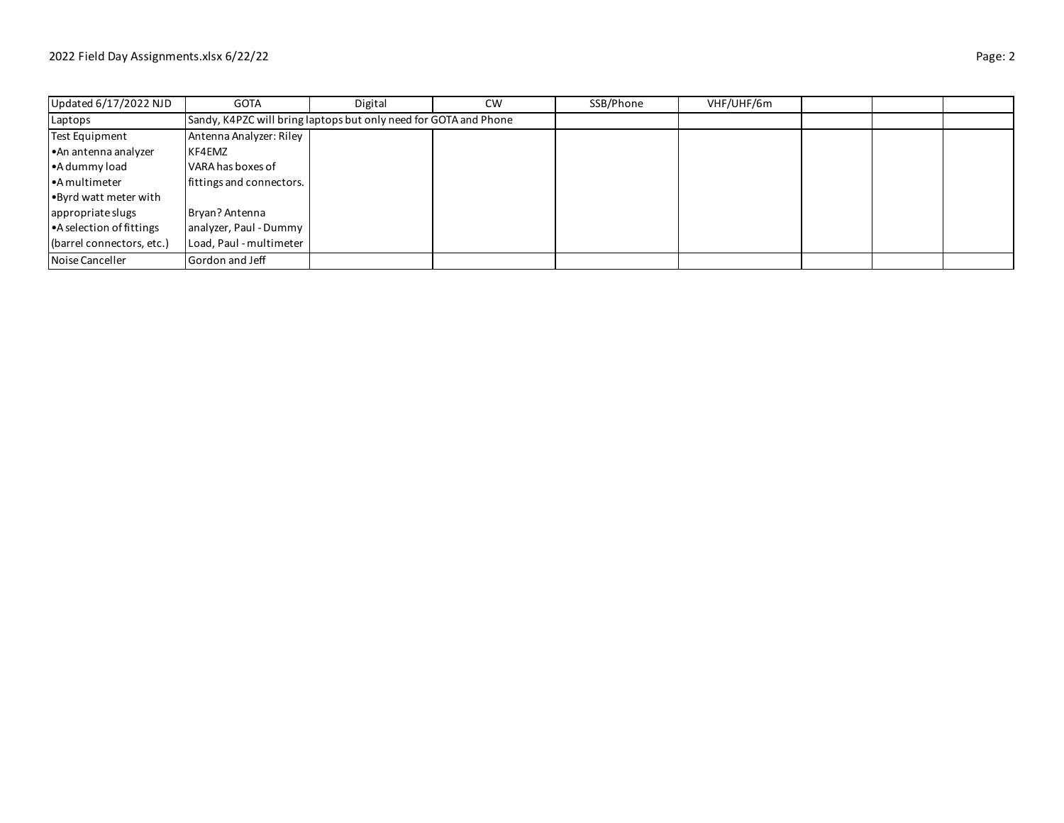| Updated 6/17/2022 NJD | GOTA | Digital | CW | SSB/Phone | VHF/UHF/6m | | | |
|---|---|---|---|---|---|---|---|---|
| Laptops | Sandy, K4PZC will bring laptops but only need for GOTA and Phone | | | | | | | |
| Test Equipment<br>•An antenna analyzer<br>•A dummy load<br>•A multimeter<br>•Byrd watt meter with appropriate slugs<br>•A selection of fittings (barrel connectors, etc.) | Antenna Analyzer: Riley KF4EMZ<br>VARA has boxes of fittings and connectors.<br><br>Bryan? Antenna analyzer, Paul - Dummy Load, Paul - multimeter | | | | | | | |
| Noise Canceller | Gordon and Jeff | | | | | | | |